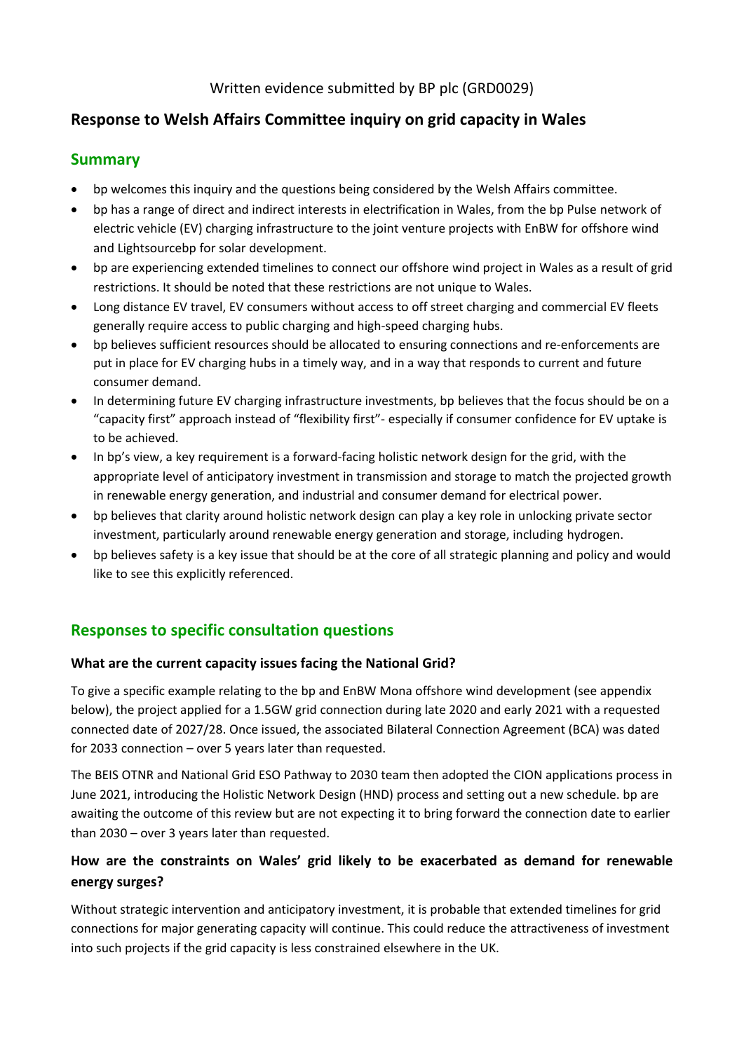Written evidence submitted by BP plc (GRD0029)

# Response to Welsh Affairs Committee inquiry on grid capacity in Wales

## Summary

- bp welcomes this inquiry and the questions being considered by the Welsh Affairs committee.
- bp has a range of direct and indirect interests in electrification in Wales, from the bp Pulse network of electric vehicle (EV) charging infrastructure to the joint venture projects with EnBW for offshore wind and Lightsourcebp for solar development.
- bp are experiencing extended timelines to connect our offshore wind project in Wales as a result of grid restrictions. It should be noted that these restrictions are not unique to Wales.
- Long distance EV travel, EV consumers without access to off street charging and commercial EV fleets generally require access to public charging and high-speed charging hubs.
- bp believes sufficient resources should be allocated to ensuring connections and re-enforcements are put in place for EV charging hubs in a timely way, and in a way that responds to current and future consumer demand.
- In determining future EV charging infrastructure investments, bp believes that the focus should be on a "capacity first" approach instead of "flexibility first"- especially if consumer confidence for EV uptake is to be achieved.
- In bp's view, a key requirement is a forward-facing holistic network design for the grid, with the appropriate level of anticipatory investment in transmission and storage to match the projected growth in renewable energy generation, and industrial and consumer demand for electrical power.
- bp believes that clarity around holistic network design can play a key role in unlocking private sector investment, particularly around renewable energy generation and storage, including hydrogen.
- bp believes safety is a key issue that should be at the core of all strategic planning and policy and would like to see this explicitly referenced.

## Responses to specific consultation questions

### What are the current capacity issues facing the National Grid?

To give a specific example relating to the bp and EnBW Mona offshore wind development (see appendix below), the project applied for a 1.5GW grid connection during late 2020 and early 2021 with a requested connected date of 2027/28. Once issued, the associated Bilateral Connection Agreement (BCA) was dated for 2033 connection – over 5 years later than requested.

The BEIS OTNR and National Grid ESO Pathway to 2030 team then adopted the CION applications process in June 2021, introducing the Holistic Network Design (HND) process and setting out a new schedule. bp are awaiting the outcome of this review but are not expecting it to bring forward the connection date to earlier than 2030 – over 3 years later than requested.

### How are the constraints on Wales' grid likely to be exacerbated as demand for renewable energy surges?

Without strategic intervention and anticipatory investment, it is probable that extended timelines for grid connections for major generating capacity will continue. This could reduce the attractiveness of investment into such projects if the grid capacity is less constrained elsewhere in the UK.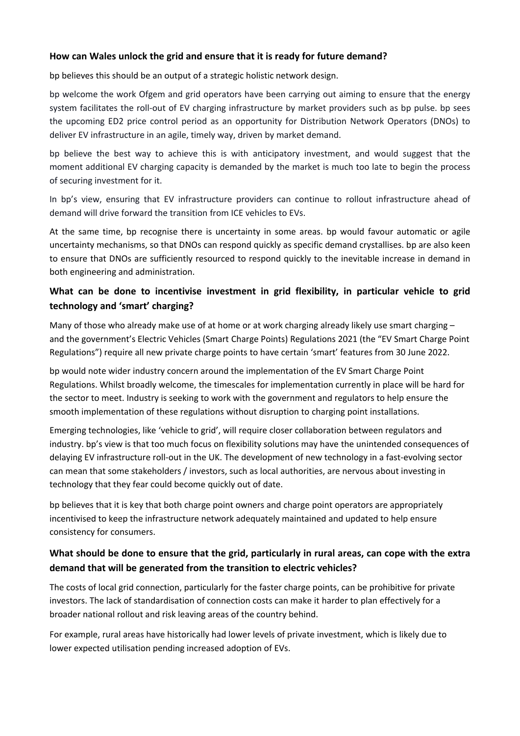**How can Wales unlock the grid and ensure that it is ready for future demand?**

bp believes this should be an output of a strategic holistic network design.

bp welcome the work Ofgem and grid operators have been carrying out aiming to ensure that the energy system facilitates the roll-out of EV charging infrastructure by market providers such as bp pulse. bp sees the upcoming ED2 price control period as an opportunity for Distribution Network Operators (DNOs) to deliver EV infrastructure in an agile, timely way, driven by market demand.

bp believe the best way to achieve this is with anticipatory investment, and would suggest that the moment additional EV charging capacity is demanded by the market is much too late to begin the process of securing investment for it.

In bp's view, ensuring that EV infrastructure providers can continue to rollout infrastructure ahead of demand will drive forward the transition from ICE vehicles to EVs.

At the same time, bp recognise there is uncertainty in some areas. bp would favour automatic or agile uncertainty mechanisms, so that DNOs can respond quickly as specific demand crystallises. bp are also keen to ensure that DNOs are sufficiently resourced to respond quickly to the inevitable increase in demand in both engineering and administration.

## What can be done to incentivise investment in grid flexibility, in particular vehicle to grid technology and 'smart' charging?

Many of those who already make use of at home or at work charging already likely use smart charging – and the government's Electric Vehicles (Smart Charge Points) Regulations 2021 (the "EV Smart Charge Point Regulations") require all new private charge points to have certain 'smart' features from 30 June 2022.

bp would note wider industry concern around the implementation of the EV Smart Charge Point Regulations. Whilst broadly welcome, the timescales for implementation currently in place will be hard for the sector to meet. Industry is seeking to work with the government and regulators to help ensure the smooth implementation of these regulations without disruption to charging point installations.

Emerging technologies, like 'vehicle to grid', will require closer collaboration between regulators and industry. bp's view is that too much focus on flexibility solutions may have the unintended consequences of delaying EV infrastructure roll-out in the UK. The development of new technology in a fast-evolving sector can mean that some stakeholders / investors, such as local authorities, are nervous about investing in technology that they fear could become quickly out of date.

bp believes that it is key that both charge point owners and charge point operators are appropriately incentivised to keep the infrastructure network adequately maintained and updated to help ensure consistency for consumers.

## What should be done to ensure that the grid, particularly in rural areas, can cope with the extra demand that will be generated from the transition to electric vehicles?

The costs of local grid connection, particularly for the faster charge points, can be prohibitive for private investors. The lack of standardisation of connection costs can make it harder to plan effectively for a broader national rollout and risk leaving areas of the country behind.

For example, rural areas have historically had lower levels of private investment, which is likely due to lower expected utilisation pending increased adoption of EVs.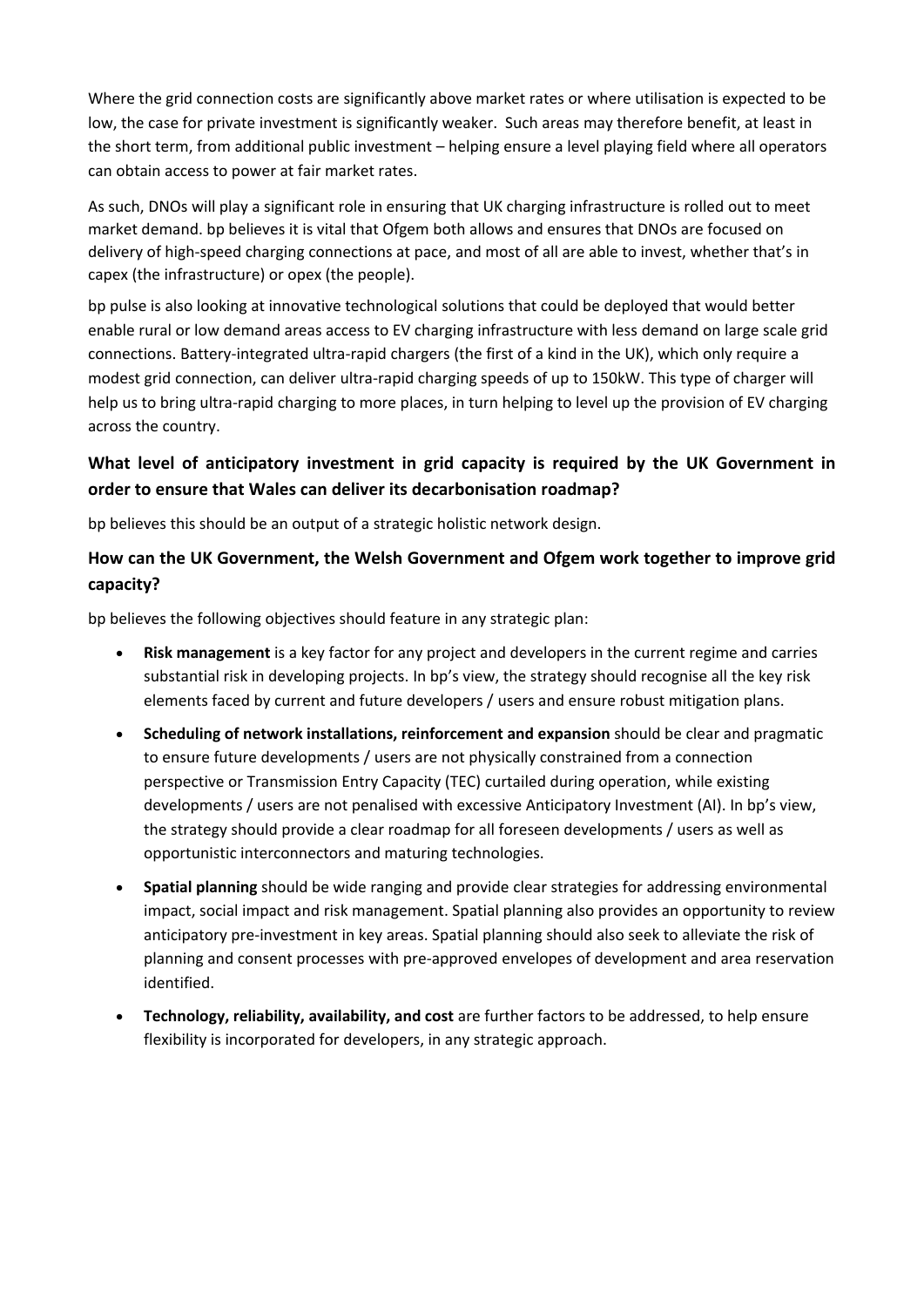Where the grid connection costs are significantly above market rates or where utilisation is expected to be low, the case for private investment is significantly weaker. Such areas may therefore benefit, at least in the short term, from additional public investment – helping ensure a level playing field where all operators can obtain access to power at fair market rates.

As such, DNOs will play a significant role in ensuring that UK charging infrastructure is rolled out to meet market demand. bp believes it is vital that Ofgem both allows and ensures that DNOs are focused on delivery of high-speed charging connections at pace, and most of all are able to invest, whether that's in capex (the infrastructure) or opex (the people).

bp pulse is also looking at innovative technological solutions that could be deployed that would better enable rural or low demand areas access to EV charging infrastructure with less demand on large scale grid connections. Battery-integrated ultra-rapid chargers (the first of a kind in the UK), which only require a modest grid connection, can deliver ultra-rapid charging speeds of up to 150kW. This type of charger will help us to bring ultra-rapid charging to more places, in turn helping to level up the provision of EV charging across the country.

## What level of anticipatory investment in grid capacity is required by the UK Government in order to ensure that Wales can deliver its decarbonisation roadmap?

bp believes this should be an output of a strategic holistic network design.

## How can the UK Government, the Welsh Government and Ofgem work together to improve grid capacity?

bp believes the following objectives should feature in any strategic plan:

- **Risk management** is a key factor for any project and developers in the current regime and carries substantial risk in developing projects. In bp's view, the strategy should recognise all the key risk elements faced by current and future developers / users and ensure robust mitigation plans.
- **Scheduling of network installations, reinforcement and expansion** should be clear and pragmatic to ensure future developments / users are not physically constrained from a connection perspective or Transmission Entry Capacity (TEC) curtailed during operation, while existing developments / users are not penalised with excessive Anticipatory Investment (AI). In bp's view, the strategy should provide a clear roadmap for all foreseen developments / users as well as opportunistic interconnectors and maturing technologies.
- **Spatial planning** should be wide ranging and provide clear strategies for addressing environmental impact, social impact and risk management. Spatial planning also provides an opportunity to review anticipatory pre-investment in key areas. Spatial planning should also seek to alleviate the risk of planning and consent processes with pre-approved envelopes of development and area reservation identified.
- **Technology, reliability, availability, and cost** are further factors to be addressed, to help ensure flexibility is incorporated for developers, in any strategic approach.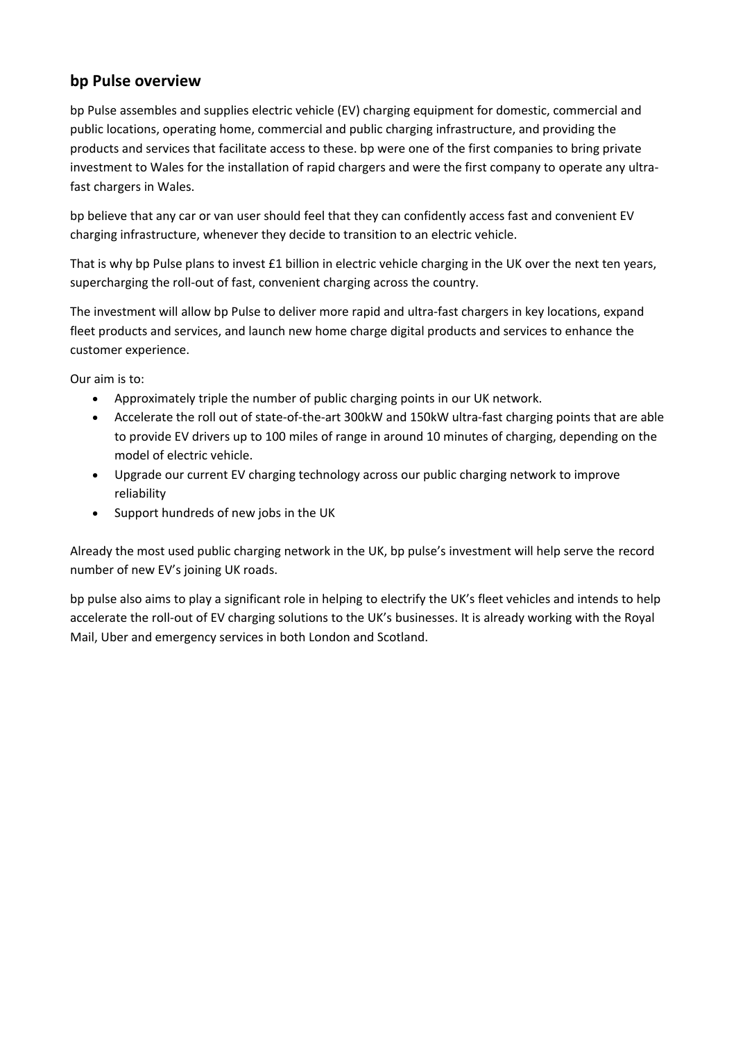## bp Pulse overview

bp Pulse assembles and supplies electric vehicle (EV) charging equipment for domestic, commercial and public locations, operating home, commercial and public charging infrastructure, and providing the products and services that facilitate access to these. bp were one of the first companies to bring private investment to Wales for the installation of rapid chargers and were the first company to operate any ultra-fast chargers in Wales.

bp believe that any car or van user should feel that they can confidently access fast and convenient EV charging infrastructure, whenever they decide to transition to an electric vehicle.

That is why bp Pulse plans to invest £1 billion in electric vehicle charging in the UK over the next ten years, supercharging the roll-out of fast, convenient charging across the country.

The investment will allow bp Pulse to deliver more rapid and ultra-fast chargers in key locations, expand fleet products and services, and launch new home charge digital products and services to enhance the customer experience.

Our aim is to:

- Approximately triple the number of public charging points in our UK network.
- Accelerate the roll out of state-of-the-art 300kW and 150kW ultra-fast charging points that are able to provide EV drivers up to 100 miles of range in around 10 minutes of charging, depending on the model of electric vehicle.
- Upgrade our current EV charging technology across our public charging network to improve reliability
- Support hundreds of new jobs in the UK

Already the most used public charging network in the UK, bp pulse's investment will help serve the record number of new EV's joining UK roads.

bp pulse also aims to play a significant role in helping to electrify the UK's fleet vehicles and intends to help accelerate the roll-out of EV charging solutions to the UK's businesses. It is already working with the Royal Mail, Uber and emergency services in both London and Scotland.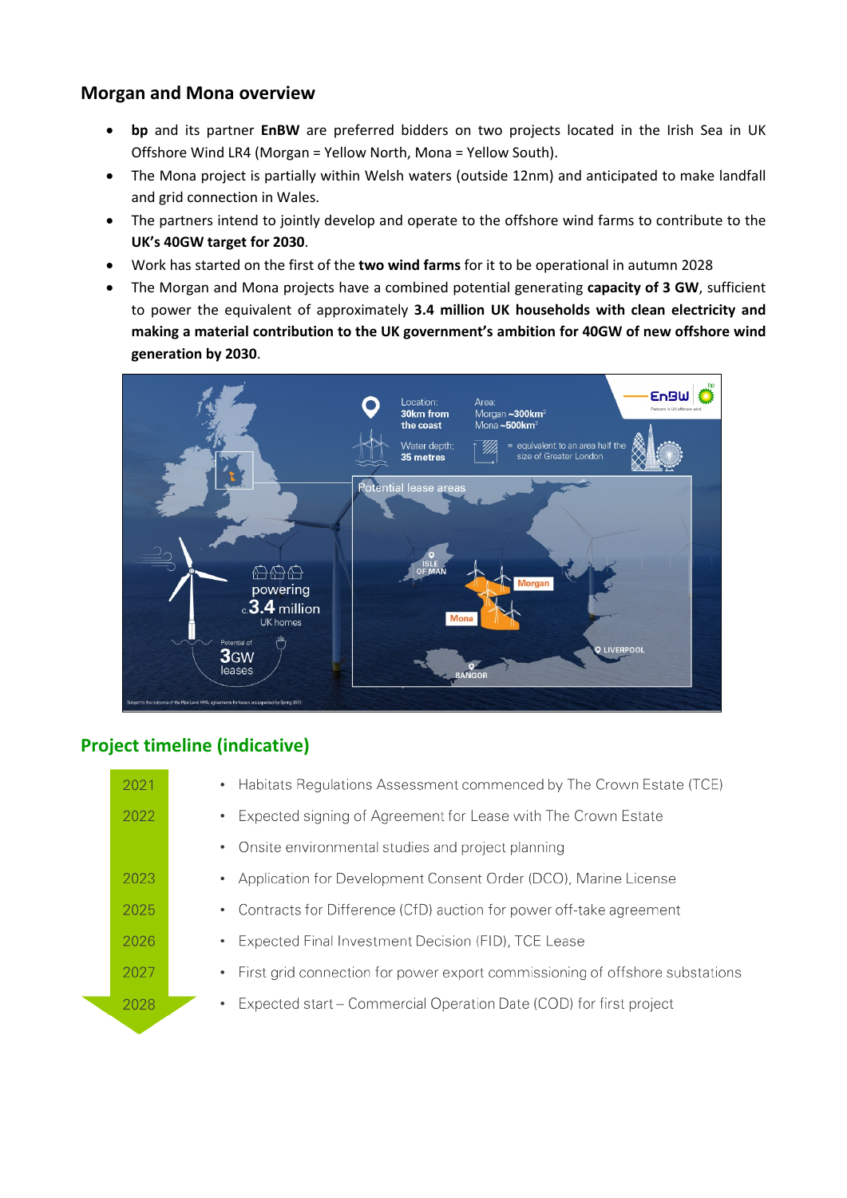## Morgan and Mona overview

- **bp** and its partner **EnBW** are preferred bidders on two projects located in the Irish Sea in UK Offshore Wind LR4 (Morgan = Yellow North, Mona = Yellow South).
- The Mona project is partially within Welsh waters (outside 12nm) and anticipated to make landfall and grid connection in Wales.
- The partners intend to jointly develop and operate to the offshore wind farms to contribute to the **UK's 40GW target for 2030**.
- Work has started on the first of the **two wind farms** for it to be operational in autumn 2028
- The Morgan and Mona projects have a combined potential generating **capacity of 3 GW**, sufficient to power the equivalent of approximately **3.4 million UK households with clean electricity and making a material contribution to the UK government's ambition for 40GW of new offshore wind generation by 2030**.

## Project timeline (indicative)

| Year | Milestone |
| --- | --- |
| 2021 | Habitats Regulations Assessment commenced by The Crown Estate (TCE) |
| 2022 | Expected signing of Agreement for Lease with The Crown Estate |
| | Onsite environmental studies and project planning |
| 2023 | Application for Development Consent Order (DCO), Marine License |
| 2025 | Contracts for Difference (CfD) auction for power off-take agreement |
| 2026 | Expected Final Investment Decision (FID), TCE Lease |
| 2027 | First grid connection for power export commissioning of offshore substations |
| 2028 | Expected start – Commercial Operation Date (COD) for first project |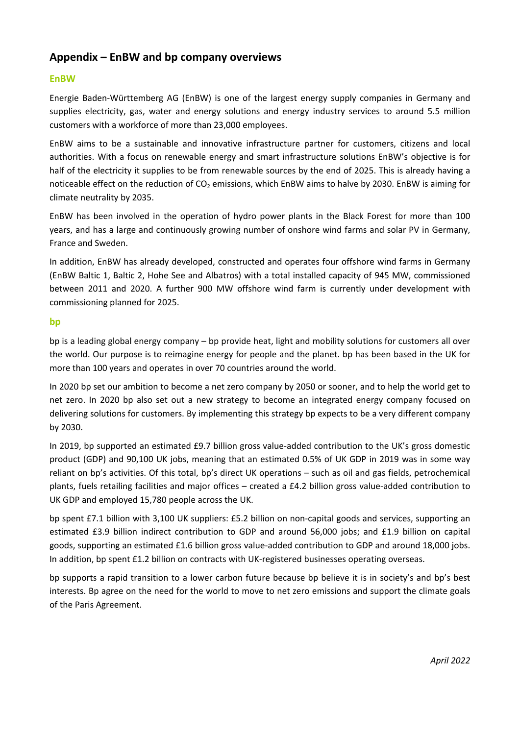## Appendix – EnBW and bp company overviews

### EnBW

Energie Baden-Württemberg AG (EnBW) is one of the largest energy supply companies in Germany and supplies electricity, gas, water and energy solutions and energy industry services to around 5.5 million customers with a workforce of more than 23,000 employees.

EnBW aims to be a sustainable and innovative infrastructure partner for customers, citizens and local authorities. With a focus on renewable energy and smart infrastructure solutions EnBW's objective is for half of the electricity it supplies to be from renewable sources by the end of 2025. This is already having a noticeable effect on the reduction of $CO_2$ emissions, which EnBW aims to halve by 2030. EnBW is aiming for climate neutrality by 2035.

EnBW has been involved in the operation of hydro power plants in the Black Forest for more than 100 years, and has a large and continuously growing number of onshore wind farms and solar PV in Germany, France and Sweden.

In addition, EnBW has already developed, constructed and operates four offshore wind farms in Germany (EnBW Baltic 1, Baltic 2, Hohe See and Albatros) with a total installed capacity of 945 MW, commissioned between 2011 and 2020. A further 900 MW offshore wind farm is currently under development with commissioning planned for 2025.

### bp

bp is a leading global energy company – bp provide heat, light and mobility solutions for customers all over the world. Our purpose is to reimagine energy for people and the planet. bp has been based in the UK for more than 100 years and operates in over 70 countries around the world.

In 2020 bp set our ambition to become a net zero company by 2050 or sooner, and to help the world get to net zero. In 2020 bp also set out a new strategy to become an integrated energy company focused on delivering solutions for customers. By implementing this strategy bp expects to be a very different company by 2030.

In 2019, bp supported an estimated £9.7 billion gross value-added contribution to the UK's gross domestic product (GDP) and 90,100 UK jobs, meaning that an estimated 0.5% of UK GDP in 2019 was in some way reliant on bp's activities. Of this total, bp's direct UK operations – such as oil and gas fields, petrochemical plants, fuels retailing facilities and major offices – created a £4.2 billion gross value-added contribution to UK GDP and employed 15,780 people across the UK.

bp spent £7.1 billion with 3,100 UK suppliers: £5.2 billion on non-capital goods and services, supporting an estimated £3.9 billion indirect contribution to GDP and around 56,000 jobs; and £1.9 billion on capital goods, supporting an estimated £1.6 billion gross value-added contribution to GDP and around 18,000 jobs. In addition, bp spent £1.2 billion on contracts with UK-registered businesses operating overseas.

bp supports a rapid transition to a lower carbon future because bp believe it is in society's and bp's best interests. Bp agree on the need for the world to move to net zero emissions and support the climate goals of the Paris Agreement.

*April 2022*